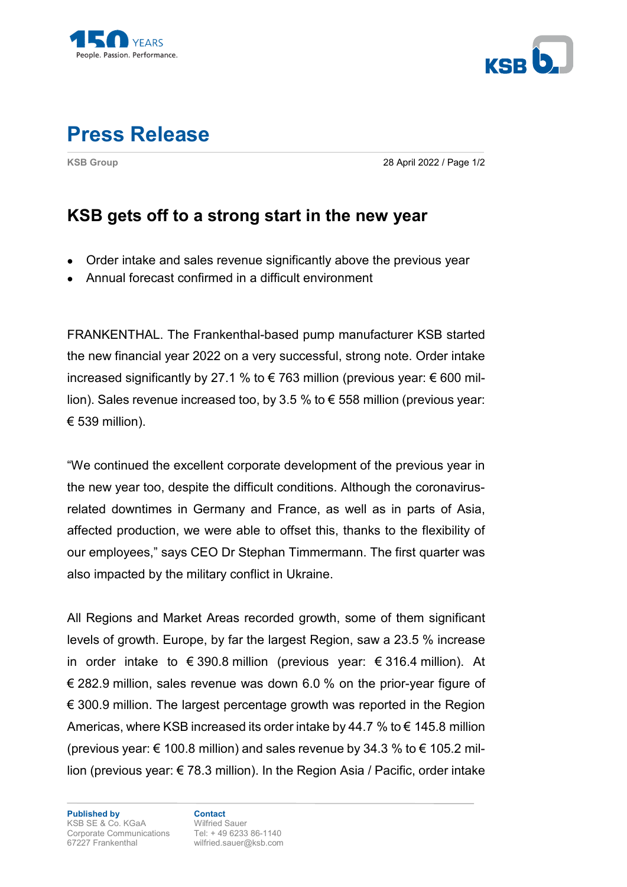# Press Release

**KSB Group**

28 April 2022

## KSB gets off to a strong start in the new year

- Order intake and sales revenue significantly above the previous year
- Annual forecast confirmed in a difficult environment

FRANKENTHAL. The Frankenthal-based pump manufacturer KSB started the new financial year 2022 on a very successful, strong note. Order intake increased significantly by 27.1 % to € 763 million (previous year: € 600 million). Sales revenue increased too, by 3.5 % to € 558 million (previous year: € 539 million).

"We continued the excellent corporate development of the previous year in the new year too, despite the difficult conditions. Although the coronavirus-related downtimes in Germany and France, as well as in parts of Asia, affected production, we were able to offset this, thanks to the flexibility of our employees," says CEO Dr Stephan Timmermann. The first quarter was also impacted by the military conflict in Ukraine.

All Regions and Market Areas recorded growth, some of them significant levels of growth. Europe, by far the largest Region, saw a 23.5 % increase in order intake to € 390.8 million (previous year: € 316.4 million). At € 282.9 million, sales revenue was down 6.0 % on the prior-year figure of € 300.9 million. The largest percentage growth was reported in the Region Americas, where KSB increased its order intake by 44.7 % to € 145.8 million (previous year: € 100.8 million) and sales revenue by 34.3 % to € 105.2 million (previous year: € 78.3 million). In the Region Asia / Pacific, order intake

**Published by**
KSB SE & Co. KGaA
Corporate Communications
67227 Frankenthal

**Contact**
Wilfried Sauer
Tel: + 49 6233 86-1140
wilfried.sauer@ksb.com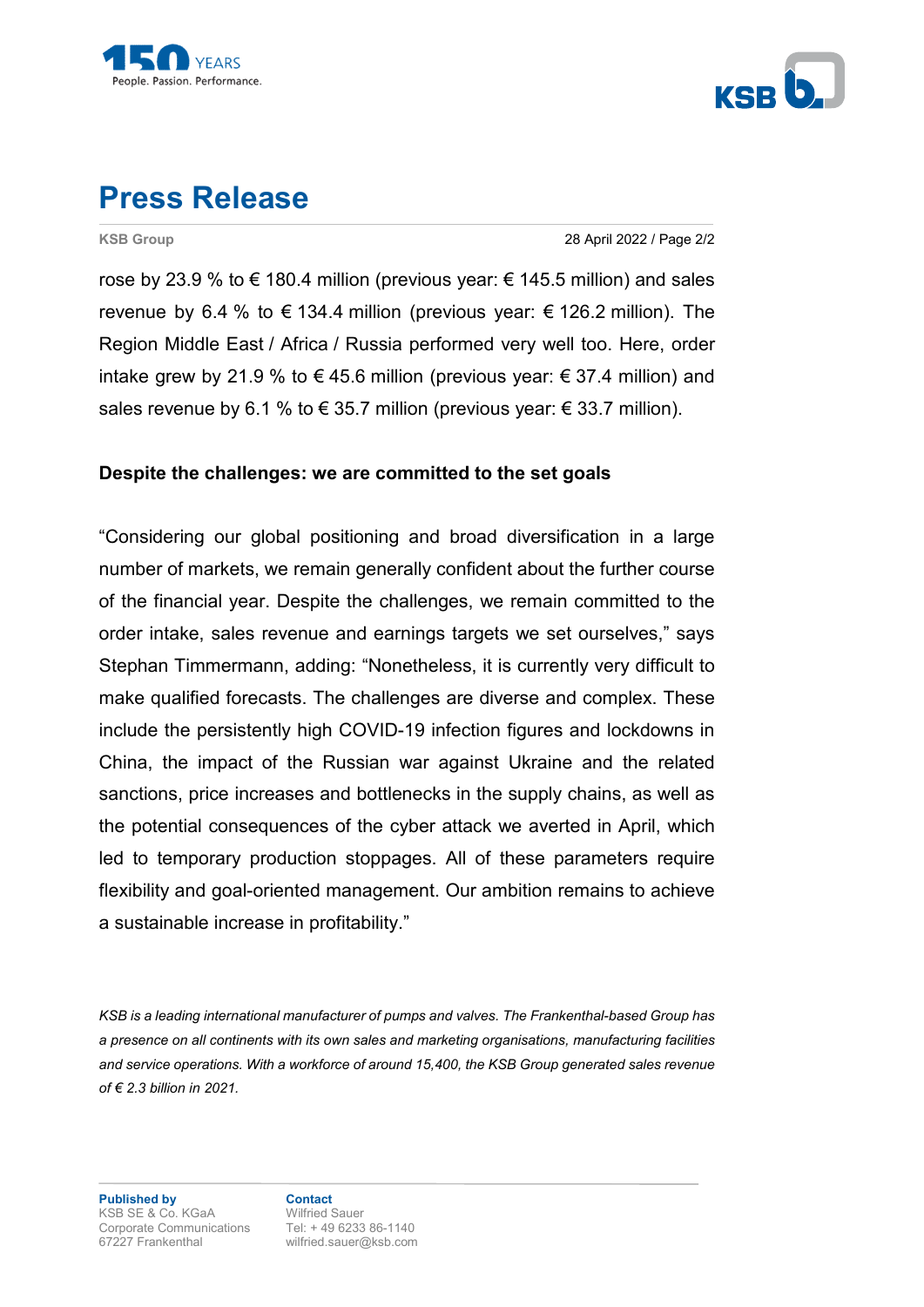rose by 23.9 % to € 180.4 million (previous year: € 145.5 million) and sales revenue by 6.4 % to € 134.4 million (previous year: € 126.2 million). The Region Middle East / Africa / Russia performed very well too. Here, order intake grew by 21.9 % to € 45.6 million (previous year: € 37.4 million) and sales revenue by 6.1 % to € 35.7 million (previous year: € 33.7 million).

**Despite the challenges: we are committed to the set goals**

“Considering our global positioning and broad diversification in a large number of markets, we remain generally confident about the further course of the financial year. Despite the challenges, we remain committed to the order intake, sales revenue and earnings targets we set ourselves,” says Stephan Timmermann, adding: “Nonetheless, it is currently very difficult to make qualified forecasts. The challenges are diverse and complex. These include the persistently high COVID-19 infection figures and lockdowns in China, the impact of the Russian war against Ukraine and the related sanctions, price increases and bottlenecks in the supply chains, as well as the potential consequences of the cyber attack we averted in April, which led to temporary production stoppages. All of these parameters require flexibility and goal-oriented management. Our ambition remains to achieve a sustainable increase in profitability.”

*KSB is a leading international manufacturer of pumps and valves. The Frankenthal-based Group has a presence on all continents with its own sales and marketing organisations, manufacturing facilities and service operations. With a workforce of around 15,400, the KSB Group generated sales revenue of € 2.3 billion in 2021.*

**Published by**
KSB SE & Co. KGaA
Corporate Communications
67227 Frankenthal

**Contact**
Wilfried Sauer
Tel: + 49 6233 86-1140
wilfried.sauer@ksb.com